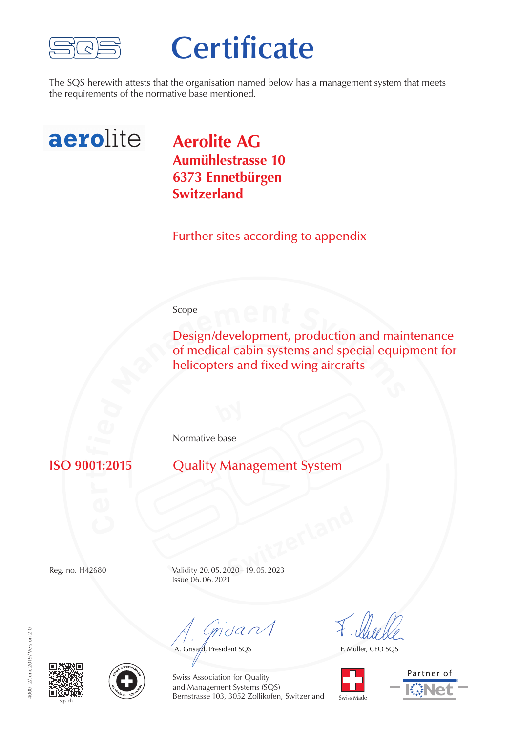# Certificate

The SQS herewith attests that the organisation named below has a management system that meets the requirements of the normative base mentioned.

aerolite

**Aerolite AG**
**Aumühlestrasse 10**
**6373 Ennetbürgen**
**Switzerland**

Further sites according to appendix

Scope

Design/development, production and maintenance of medical cabin systems and special equipment for helicopters and fixed wing aircrafts

Normative base

**ISO 9001:2015** Quality Management System

Reg. no. H42680

Validity 20. 05. 2020 – 19. 05. 2023
Issue 06. 06. 2021

A. Grisard, President SQS

F. Müller, CEO SQS

Swiss Association for Quality
and Management Systems (SQS)
Bernstrasse 103, 3052 Zollikofen, Switzerland

sqs.ch

Swiss Made

Partner of IQNet

4000_2/June 2019/Version 2.0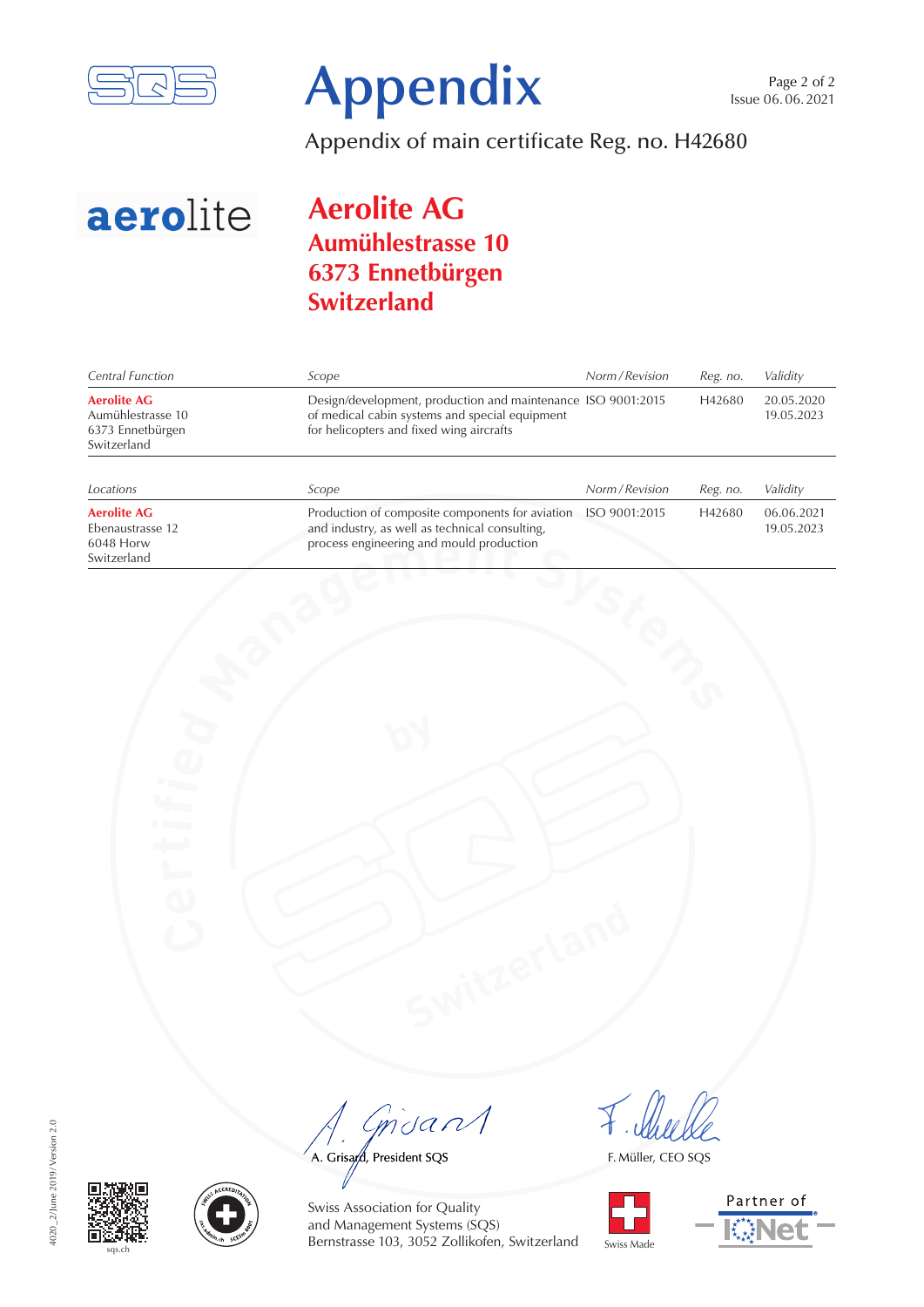# Appendix

Issue 06. 06. 2021

Appendix of main certificate Reg. no. H42680

## Aerolite AG
## Aumühlestrasse 10
## 6373 Ennetbürgen
## Switzerland

| *Central Function* | *Scope* | *Norm / Revision* | *Reg. no.* | *Validity* |
|---|---|---|---|---|
| **Aerolite AG**<br>Aumühlestrasse 10<br>6373 Ennetbürgen<br>Switzerland | Design/development, production and maintenance of medical cabin systems and special equipment for helicopters and fixed wing aircrafts | ISO 9001:2015 | H42680 | 20.05.2020<br>19.05.2023 |

| *Locations* | *Scope* | *Norm / Revision* | *Reg. no.* | *Validity* |
|---|---|---|---|---|
| **Aerolite AG**<br>Ebenaustrasse 12<br>6048 Horw<br>Switzerland | Production of composite components for aviation and industry, as well as technical consulting, process engineering and mould production | ISO 9001:2015 | H42680 | 06.06.2021<br>19.05.2023 |

A. Grisard, President SQS

F. Müller, CEO SQS

Swiss Association for Quality and Management Systems (SQS)
Bernstrasse 103, 3052 Zollikofen, Switzerland

sqs.ch

Swiss Made

Partner of IQNet

4020_2/June 2019/Version 2.0